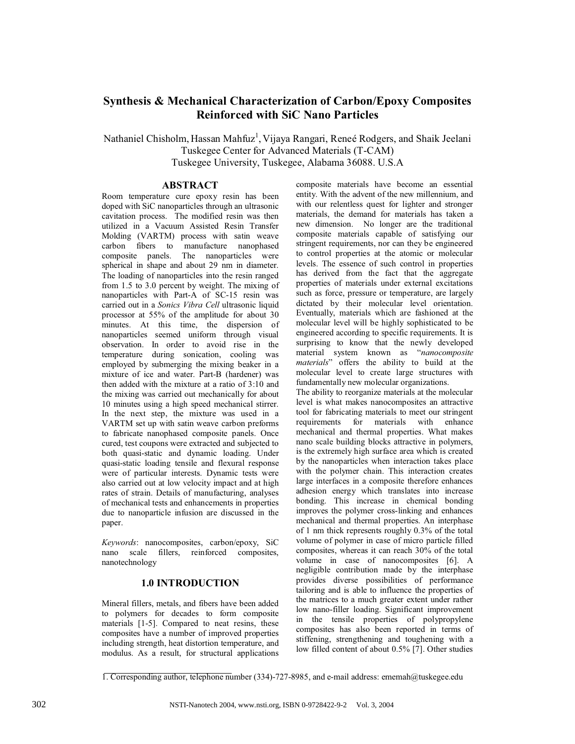# Synthesis & Mechanical Characterization of Carbon/Epoxy Composites Reinforced with SiC Nano Particles

Nathaniel Chisholm, Hassan Mahfuz[1], Vijaya Rangari, Reneé Rodgers, and Shaik Jeelani
Tuskegee Center for Advanced Materials (T-CAM)
Tuskegee University, Tuskegee, Alabama 36088. U.S.A

## ABSTRACT

Room temperature cure epoxy resin has been doped with SiC nanoparticles through an ultrasonic cavitation process. The modified resin was then utilized in a Vacuum Assisted Resin Transfer Molding (VARTM) process with satin weave carbon fibers to manufacture nanophased composite panels. The nanoparticles were spherical in shape and about 29 nm in diameter. The loading of nanoparticles into the resin ranged from 1.5 to 3.0 percent by weight. The mixing of nanoparticles with Part-A of SC-15 resin was carried out in a *Sonics Vibra Cell* ultrasonic liquid processor at 55% of the amplitude for about 30 minutes. At this time, the dispersion of nanoparticles seemed uniform through visual observation. In order to avoid rise in the temperature during sonication, cooling was employed by submerging the mixing beaker in a mixture of ice and water. Part-B (hardener) was then added with the mixture at a ratio of 3:10 and the mixing was carried out mechanically for about 10 minutes using a high speed mechanical stirrer. In the next step, the mixture was used in a VARTM set up with satin weave carbon preforms to fabricate nanophased composite panels. Once cured, test coupons were extracted and subjected to both quasi-static and dynamic loading. Under quasi-static loading tensile and flexural response were of particular interests. Dynamic tests were also carried out at low velocity impact and at high rates of strain. Details of manufacturing, analyses of mechanical tests and enhancements in properties due to nanoparticle infusion are discussed in the paper.

*Keywords*: nanocomposites, carbon/epoxy, SiC nano scale fillers, reinforced composites, nanotechnology

## 1.0 INTRODUCTION

Mineral fillers, metals, and fibers have been added to polymers for decades to form composite materials [1-5]. Compared to neat resins, these composites have a number of improved properties including strength, heat distortion temperature, and modulus. As a result, for structural applications composite materials have become an essential entity. With the advent of the new millennium, and with our relentless quest for lighter and stronger materials, the demand for materials has taken a new dimension. No longer are the traditional composite materials capable of satisfying our stringent requirements, nor can they be engineered to control properties at the atomic or molecular levels. The essence of such control in properties has derived from the fact that the aggregate properties of materials under external excitations such as force, pressure or temperature, are largely dictated by their molecular level orientation. Eventually, materials which are fashioned at the molecular level will be highly sophisticated to be engineered according to specific requirements. It is surprising to know that the newly developed material system known as "*nanocomposite materials*" offers the ability to build at the molecular level to create large structures with fundamentally new molecular organizations.

The ability to reorganize materials at the molecular level is what makes nanocomposites an attractive tool for fabricating materials to meet our stringent requirements for materials with enhance mechanical and thermal properties. What makes nano scale building blocks attractive in polymers, is the extremely high surface area which is created by the nanoparticles when interaction takes place with the polymer chain. This interaction creates large interfaces in a composite therefore enhances adhesion energy which translates into increase bonding. This increase in chemical bonding improves the polymer cross-linking and enhances mechanical and thermal properties. An interphase of 1 nm thick represents roughly 0.3% of the total volume of polymer in case of micro particle filled composites, whereas it can reach 30% of the total volume in case of nanocomposites [6]. A negligible contribution made by the interphase provides diverse possibilities of performance tailoring and is able to influence the properties of the matrices to a much greater extent under rather low nano-filler loading. Significant improvement in the tensile properties of polypropylene composites has also been reported in terms of stiffening, strengthening and toughening with a low filled content of about 0.5% [7]. Other studies

---

1. Corresponding author, telephone number (334)-727-8985, and e-mail address: ememah@tuskegee.edu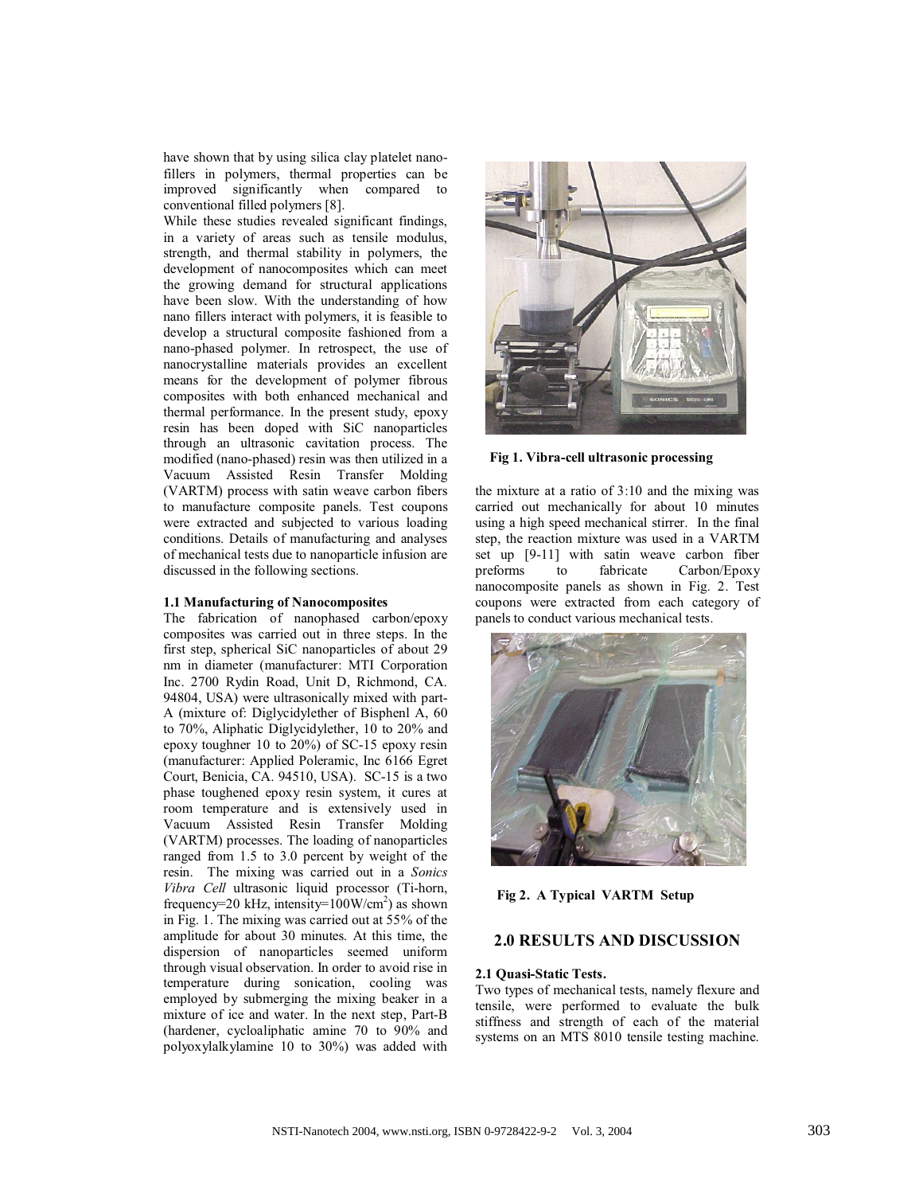have shown that by using silica clay platelet nano-fillers in polymers, thermal properties can be improved significantly when compared to conventional filled polymers [8].

While these studies revealed significant findings, in a variety of areas such as tensile modulus, strength, and thermal stability in polymers, the development of nanocomposites which can meet the growing demand for structural applications have been slow. With the understanding of how nano fillers interact with polymers, it is feasible to develop a structural composite fashioned from a nano-phased polymer. In retrospect, the use of nanocrystalline materials provides an excellent means for the development of polymer fibrous composites with both enhanced mechanical and thermal performance. In the present study, epoxy resin has been doped with SiC nanoparticles through an ultrasonic cavitation process. The modified (nano-phased) resin was then utilized in a Vacuum Assisted Resin Transfer Molding (VARTM) process with satin weave carbon fibers to manufacture composite panels. Test coupons were extracted and subjected to various loading conditions. Details of manufacturing and analyses of mechanical tests due to nanoparticle infusion are discussed in the following sections.

### 1.1 Manufacturing of Nanocomposites

The fabrication of nanophased carbon/epoxy composites was carried out in three steps. In the first step, spherical SiC nanoparticles of about 29 nm in diameter (manufacturer: MTI Corporation Inc. 2700 Rydin Road, Unit D, Richmond, CA. 94804, USA) were ultrasonically mixed with part-A (mixture of: Diglycidylether of Bisphenl A, 60 to 70%, Aliphatic Diglycidylether, 10 to 20% and epoxy toughner 10 to 20%) of SC-15 epoxy resin (manufacturer: Applied Poleramic, Inc 6166 Egret Court, Benicia, CA. 94510, USA). SC-15 is a two phase toughened epoxy resin system, it cures at room temperature and is extensively used in Vacuum Assisted Resin Transfer Molding (VARTM) processes. The loading of nanoparticles ranged from 1.5 to 3.0 percent by weight of the resin. The mixing was carried out in a *Sonics Vibra Cell* ultrasonic liquid processor (Ti-horn, frequency=20 kHz, intensity=100W/cm$^2$) as shown in Fig. 1. The mixing was carried out at 55% of the amplitude for about 30 minutes. At this time, the dispersion of nanoparticles seemed uniform through visual observation. In order to avoid rise in temperature during sonication, cooling was employed by submerging the mixing beaker in a mixture of ice and water. In the next step, Part-B (hardener, cycloaliphatic amine 70 to 90% and polyoxylalkylamine 10 to 30%) was added with the mixture at a ratio of 3:10 and the mixing was carried out mechanically for about 10 minutes using a high speed mechanical stirrer. In the final step, the reaction mixture was used in a VARTM set up [9-11] with satin weave carbon fiber preforms to fabricate Carbon/Epoxy nanocomposite panels as shown in Fig. 2. Test coupons were extracted from each category of panels to conduct various mechanical tests.

**Fig 1. Vibra-cell ultrasonic processing**

**Fig 2. A Typical VARTM Setup**

## 2.0 RESULTS AND DISCUSSION

### 2.1 Quasi-Static Tests.

Two types of mechanical tests, namely flexure and tensile, were performed to evaluate the bulk stiffness and strength of each of the material systems on an MTS 8010 tensile testing machine.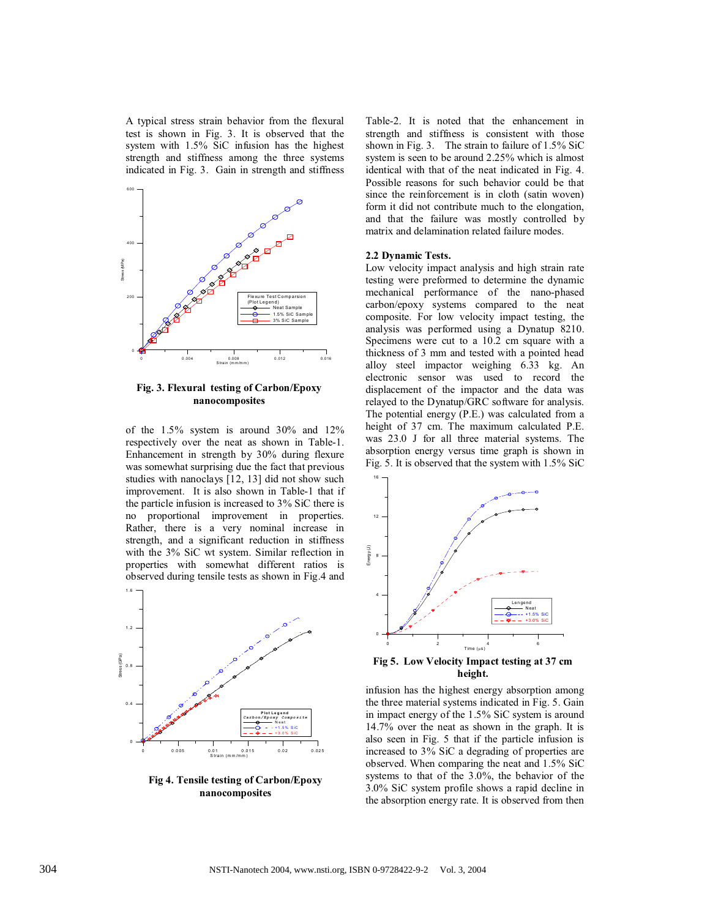A typical stress strain behavior from the flexural test is shown in Fig. 3. It is observed that the system with 1.5% SiC infusion has the highest strength and stiffness among the three systems indicated in Fig. 3. Gain in strength and stiffness

**Fig. 3. Flexural testing of Carbon/Epoxy nanocomposites**

of the 1.5% system is around 30% and 12% respectively over the neat as shown in Table-1. Enhancement in strength by 30% during flexure was somewhat surprising due the fact that previous studies with nanoclays [12, 13] did not show such improvement. It is also shown in Table-1 that if the particle infusion is increased to 3% SiC there is no proportional improvement in properties. Rather, there is a very nominal increase in strength, and a significant reduction in stiffness with the 3% SiC wt system. Similar reflection in properties with somewhat different ratios is observed during tensile tests as shown in Fig.4 and

**Fig 4. Tensile testing of Carbon/Epoxy nanocomposites**

Table-2. It is noted that the enhancement in strength and stiffness is consistent with those shown in Fig. 3. The strain to failure of 1.5% SiC system is seen to be around 2.25% which is almost identical with that of the neat indicated in Fig. 4. Possible reasons for such behavior could be that since the reinforcement is in cloth (satin woven) form it did not contribute much to the elongation, and that the failure was mostly controlled by matrix and delamination related failure modes.

### 2.2 Dynamic Tests.

Low velocity impact analysis and high strain rate testing were preformed to determine the dynamic mechanical performance of the nano-phased carbon/epoxy systems compared to the neat composite. For low velocity impact testing, the analysis was performed using a Dynatup 8210. Specimens were cut to a 10.2 cm square with a thickness of 3 mm and tested with a pointed head alloy steel impactor weighing 6.33 kg. An electronic sensor was used to record the displacement of the impactor and the data was relayed to the Dynatup/GRC software for analysis. The potential energy (P.E.) was calculated from a height of 37 cm. The maximum calculated P.E. was 23.0 J for all three material systems. The absorption energy versus time graph is shown in Fig. 5. It is observed that the system with 1.5% SiC

**Fig 5. Low Velocity Impact testing at 37 cm height.**

infusion has the highest energy absorption among the three material systems indicated in Fig. 5. Gain in impact energy of the 1.5% SiC system is around 14.7% over the neat as shown in the graph. It is also seen in Fig. 5 that if the particle infusion is increased to 3% SiC a degrading of properties are observed. When comparing the neat and 1.5% SiC systems to that of the 3.0%, the behavior of the 3.0% SiC system profile shows a rapid decline in the absorption energy rate. It is observed from then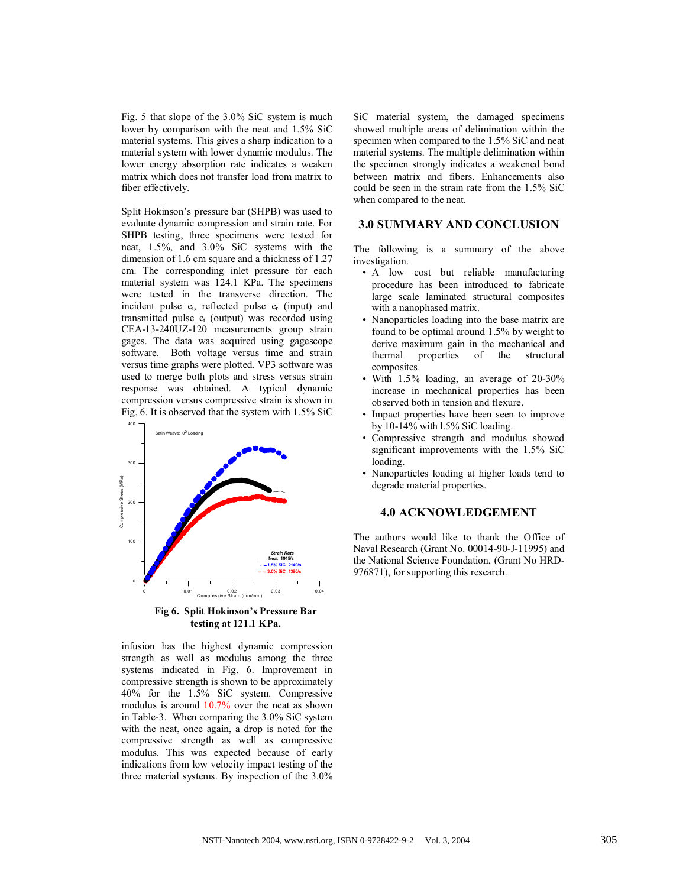Fig. 5 that slope of the 3.0% SiC system is much lower by comparison with the neat and 1.5% SiC material systems. This gives a sharp indication to a material system with lower dynamic modulus. The lower energy absorption rate indicates a weaken matrix which does not transfer load from matrix to fiber effectively.

Split Hokinson's pressure bar (SHPB) was used to evaluate dynamic compression and strain rate. For SHPB testing, three specimens were tested for neat, 1.5%, and 3.0% SiC systems with the dimension of 1.6 cm square and a thickness of 1.27 cm. The corresponding inlet pressure for each material system was 124.1 KPa. The specimens were tested in the transverse direction. The incident pulse $e_i$, reflected pulse $e_r$ (input) and transmitted pulse $e_t$ (output) was recorded using CEA-13-240UZ-120 measurements group strain gages. The data was acquired using gagescope software. Both voltage versus time and strain versus time graphs were plotted. VP3 software was used to merge both plots and stress versus strain response was obtained. A typical dynamic compression versus compressive strain is shown in Fig. 6. It is observed that the system with 1.5% SiC

**Fig 6. Split Hokinson's Pressure Bar testing at 121.1 KPa.**

infusion has the highest dynamic compression strength as well as modulus among the three systems indicated in Fig. 6. Improvement in compressive strength is shown to be approximately 40% for the 1.5% SiC system. Compressive modulus is around 10.7% over the neat as shown in Table-3. When comparing the 3.0% SiC system with the neat, once again, a drop is noted for the compressive strength as well as compressive modulus. This was expected because of early indications from low velocity impact testing of the three material systems. By inspection of the 3.0% SiC material system, the damaged specimens showed multiple areas of delimination within the specimen when compared to the 1.5% SiC and neat material systems. The multiple delimination within the specimen strongly indicates a weakened bond between matrix and fibers. Enhancements also could be seen in the strain rate from the 1.5% SiC when compared to the neat.

## 3.0 SUMMARY AND CONCLUSION

The following is a summary of the above investigation.

- A low cost but reliable manufacturing procedure has been introduced to fabricate large scale laminated structural composites with a nanophased matrix.
- Nanoparticles loading into the base matrix are found to be optimal around 1.5% by weight to derive maximum gain in the mechanical and thermal properties of the structural composites.
- With 1.5% loading, an average of 20-30% increase in mechanical properties has been observed both in tension and flexure.
- Impact properties have been seen to improve by 10-14% with l.5% SiC loading.
- Compressive strength and modulus showed significant improvements with the 1.5% SiC loading.
- Nanoparticles loading at higher loads tend to degrade material properties.

## 4.0 ACKNOWLEDGEMENT

The authors would like to thank the Office of Naval Research (Grant No. 00014-90-J-11995) and the National Science Foundation, (Grant No HRD-976871), for supporting this research.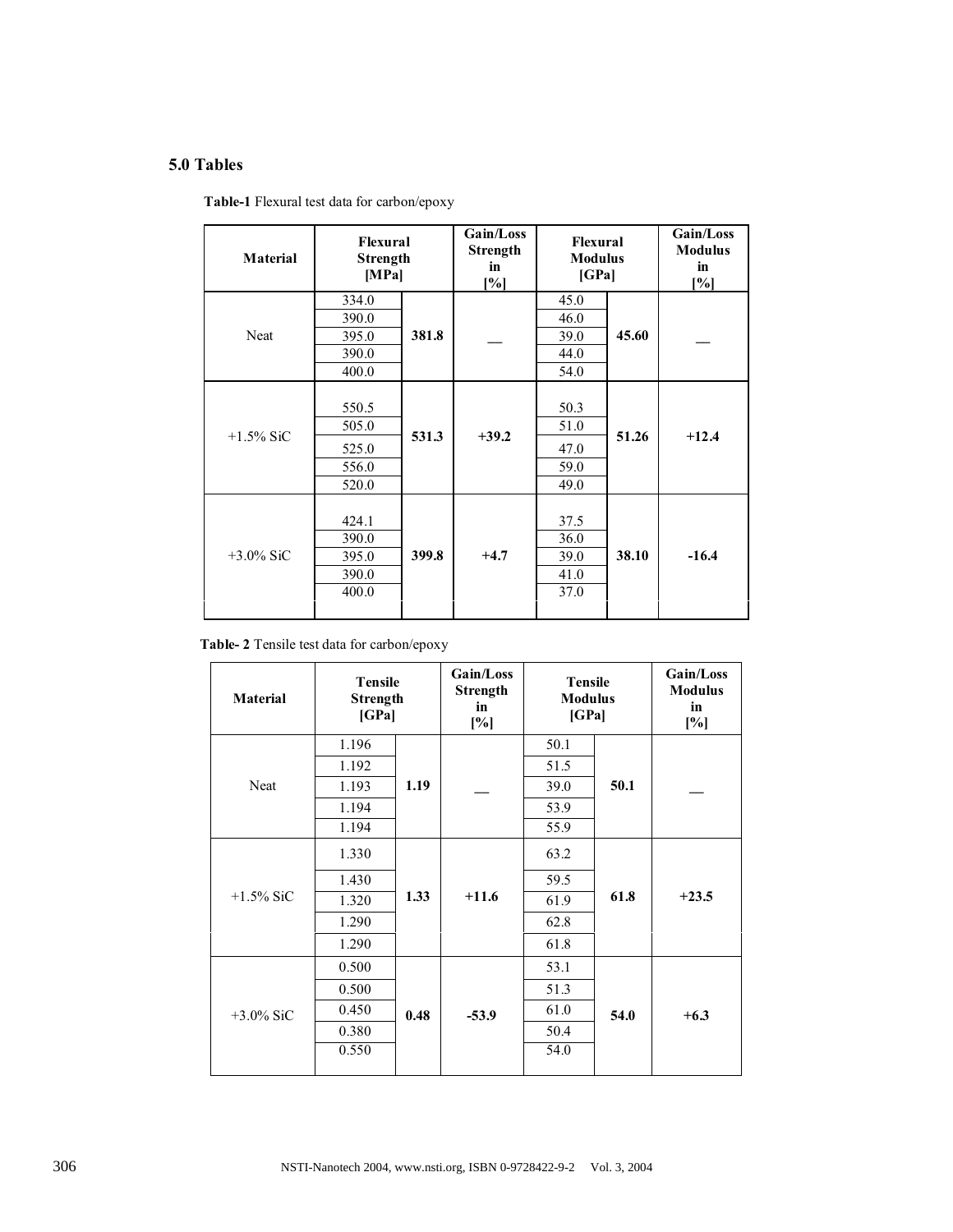## 5.0 Tables

**Table-1** Flexural test data for carbon/epoxy

| Material | Flexural Strength [MPa] | | Gain/Loss Strength in [%] | Flexural Modulus [GPa] | | Gain/Loss Modulus in [%] |
|---|---|---|---|---|---|---|
| Neat | 334.0 | **381.8** | __ | 45.0 | **45.60** | __ |
| | 390.0 | | | 46.0 | | |
| | 395.0 | | | 39.0 | | |
| | 390.0 | | | 44.0 | | |
| | 400.0 | | | 54.0 | | |
| +1.5% SiC | 550.5 | **531.3** | **+39.2** | 50.3 | **51.26** | **+12.4** |
| | 505.0 | | | 51.0 | | |
| | 525.0 | | | 47.0 | | |
| | 556.0 | | | 59.0 | | |
| | 520.0 | | | 49.0 | | |
| +3.0% SiC | 424.1 | **399.8** | **+4.7** | 37.5 | **38.10** | **-16.4** |
| | 390.0 | | | 36.0 | | |
| | 395.0 | | | 39.0 | | |
| | 390.0 | | | 41.0 | | |
| | 400.0 | | | 37.0 | | |

**Table- 2** Tensile test data for carbon/epoxy

| Material | Tensile Strength [GPa] | | Gain/Loss Strength in [%] | Tensile Modulus [GPa] | | Gain/Loss Modulus in [%] |
|---|---|---|---|---|---|---|
| Neat | 1.196 | **1.19** | __ | 50.1 | **50.1** | __ |
| | 1.192 | | | 51.5 | | |
| | 1.193 | | | 39.0 | | |
| | 1.194 | | | 53.9 | | |
| | 1.194 | | | 55.9 | | |
| +1.5% SiC | 1.330 | **1.33** | **+11.6** | 63.2 | **61.8** | **+23.5** |
| | 1.430 | | | 59.5 | | |
| | 1.320 | | | 61.9 | | |
| | 1.290 | | | 62.8 | | |
| | 1.290 | | | 61.8 | | |
| +3.0% SiC | 0.500 | **0.48** | **-53.9** | 53.1 | **54.0** | **+6.3** |
| | 0.500 | | | 51.3 | | |
| | 0.450 | | | 61.0 | | |
| | 0.380 | | | 50.4 | | |
| | 0.550 | | | 54.0 | | |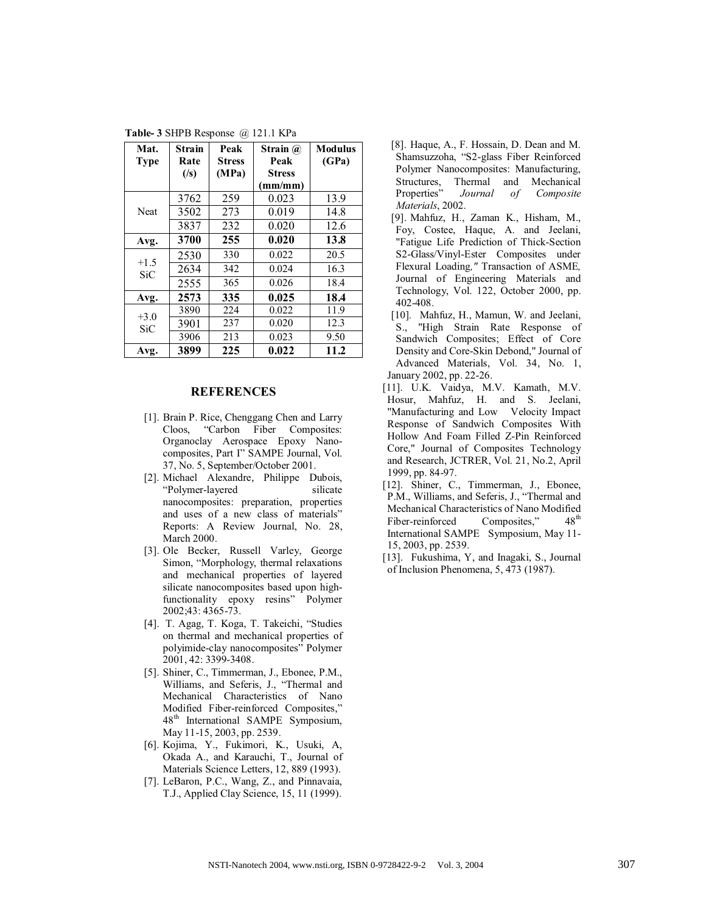**Table- 3** SHPB Response @ 121.1 KPa

| Mat. Type | Strain Rate (/s) | Peak Stress (MPa) | Strain @ Peak Stress (mm/mm) | Modulus (GPa) |
|---|---|---|---|---|
| Neat | 3762 | 259 | 0.023 | 13.9 |
| | 3502 | 273 | 0.019 | 14.8 |
| | 3837 | 232 | 0.020 | 12.6 |
| **Avg.** | **3700** | **255** | **0.020** | **13.8** |
| +1.5 SiC | 2530 | 330 | 0.022 | 20.5 |
| | 2634 | 342 | 0.024 | 16.3 |
| | 2555 | 365 | 0.026 | 18.4 |
| **Avg.** | **2573** | **335** | **0.025** | **18.4** |
| +3.0 SiC | 3890 | 224 | 0.022 | 11.9 |
| | 3901 | 237 | 0.020 | 12.3 |
| | 3906 | 213 | 0.023 | 9.50 |
| **Avg.** | **3899** | **225** | **0.022** | **11.2** |

## REFERENCES

[1]. Brain P. Rice, Chenggang Chen and Larry Cloos, "Carbon Fiber Composites: Organoclay Aerospace Epoxy Nano-composites, Part I" SAMPE Journal, Vol. 37, No. 5, September/October 2001.

[2]. Michael Alexandre, Philippe Dubois, "Polymer-layered silicate nanocomposites: preparation, properties and uses of a new class of materials" Reports: A Review Journal, No. 28, March 2000.

[3]. Ole Becker, Russell Varley, George Simon, "Morphology, thermal relaxations and mechanical properties of layered silicate nanocomposites based upon high-functionality epoxy resins" Polymer 2002;43: 4365-73.

[4]. T. Agag, T. Koga, T. Takeichi, "Studies on thermal and mechanical properties of polyimide-clay nanocomposites" Polymer 2001, 42: 3399-3408.

[5]. Shiner, C., Timmerman, J., Ebonee, P.M., Williams, and Seferis, J., "Thermal and Mechanical Characteristics of Nano Modified Fiber-reinforced Composites," 48th International SAMPE Symposium, May 11-15, 2003, pp. 2539.

[6]. Kojima, Y., Fukimori, K., Usuki, A, Okada A., and Karauchi, T., Journal of Materials Science Letters, 12, 889 (1993).

[7]. LeBaron, P.C., Wang, Z., and Pinnavaia, T.J., Applied Clay Science, 15, 11 (1999).

[8]. Haque, A., F. Hossain, D. Dean and M. Shamsuzzoha, "S2-glass Fiber Reinforced Polymer Nanocomposites: Manufacturing, Structures, Thermal and Mechanical Properties" *Journal of Composite Materials*, 2002.

[9]. Mahfuz, H., Zaman K., Hisham, M., Foy, Costee, Haque, A. and Jeelani, "Fatigue Life Prediction of Thick-Section S2-Glass/Vinyl-Ester Composites under Flexural Loading," Transaction of ASME, Journal of Engineering Materials and Technology, Vol. 122, October 2000, pp. 402-408.

[10]. Mahfuz, H., Mamun, W. and Jeelani, S., "High Strain Rate Response of Sandwich Composites; Effect of Core Density and Core-Skin Debond," Journal of Advanced Materials, Vol. 34, No. 1, January 2002, pp. 22-26.

[11]. U.K. Vaidya, M.V. Kamath, M.V. Hosur, Mahfuz, H. and S. Jeelani, "Manufacturing and Low Velocity Impact Response of Sandwich Composites With Hollow And Foam Filled Z-Pin Reinforced Core," Journal of Composites Technology and Research, JCTRER, Vol. 21, No.2, April 1999, pp. 84-97.

[12]. Shiner, C., Timmerman, J., Ebonee, P.M., Williams, and Seferis, J., "Thermal and Mechanical Characteristics of Nano Modified Fiber-reinforced Composites," 48th International SAMPE Symposium, May 11-15, 2003, pp. 2539.

[13]. Fukushima, Y, and Inagaki, S., Journal of Inclusion Phenomena, 5, 473 (1987).